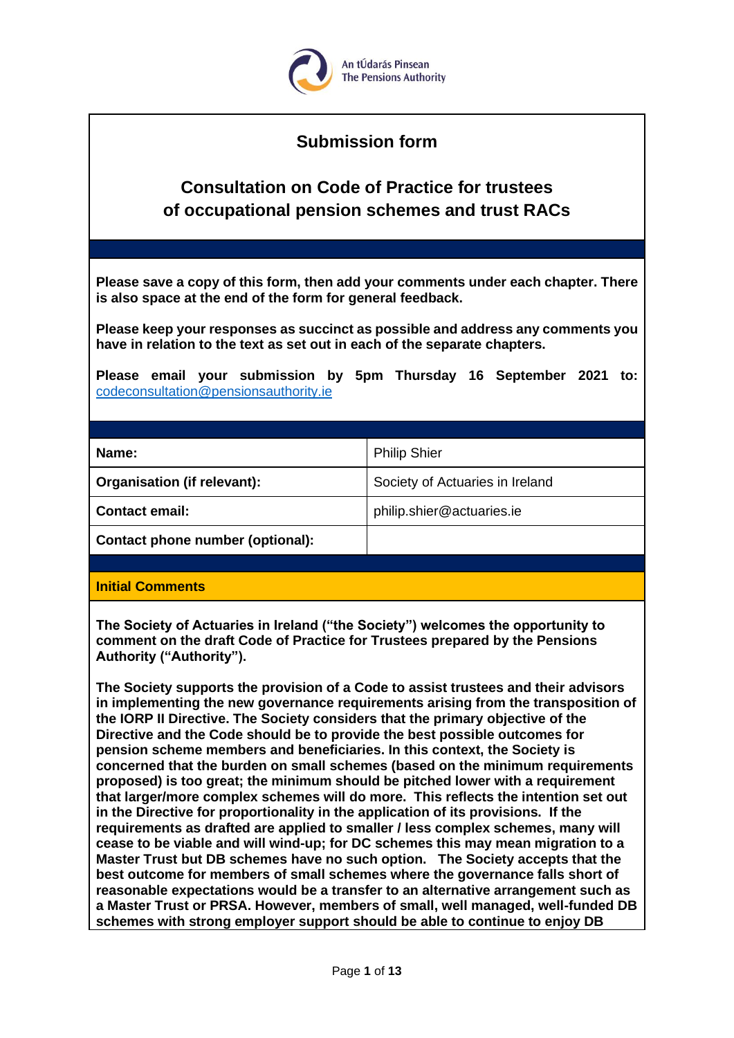An tÚdarás Pinsean
The Pensions Authority

## Submission form

## Consultation on Code of Practice for trustees of occupational pension schemes and trust RACs

**Please save a copy of this form, then add your comments under each chapter. There is also space at the end of the form for general feedback.**

**Please keep your responses as succinct as possible and address any comments you have in relation to the text as set out in each of the separate chapters.**

**Please email your submission by 5pm Thursday 16 September 2021 to:** codeconsultation@pensionsauthority.ie

| | |
|---|---|
| **Name:** | Philip Shier |
| **Organisation (if relevant):** | Society of Actuaries in Ireland |
| **Contact email:** | philip.shier@actuaries.ie |
| **Contact phone number (optional):** | |

### Initial Comments

**The Society of Actuaries in Ireland ("the Society") welcomes the opportunity to comment on the draft Code of Practice for Trustees prepared by the Pensions Authority ("Authority").**

**The Society supports the provision of a Code to assist trustees and their advisors in implementing the new governance requirements arising from the transposition of the IORP II Directive. The Society considers that the primary objective of the Directive and the Code should be to provide the best possible outcomes for pension scheme members and beneficiaries. In this context, the Society is concerned that the burden on small schemes (based on the minimum requirements proposed) is too great; the minimum should be pitched lower with a requirement that larger/more complex schemes will do more. This reflects the intention set out in the Directive for proportionality in the application of its provisions. If the requirements as drafted are applied to smaller / less complex schemes, many will cease to be viable and will wind-up; for DC schemes this may mean migration to a Master Trust but DB schemes have no such option. The Society accepts that the best outcome for members of small schemes where the governance falls short of reasonable expectations would be a transfer to an alternative arrangement such as a Master Trust or PRSA. However, members of small, well managed, well-funded DB schemes with strong employer support should be able to continue to enjoy DB**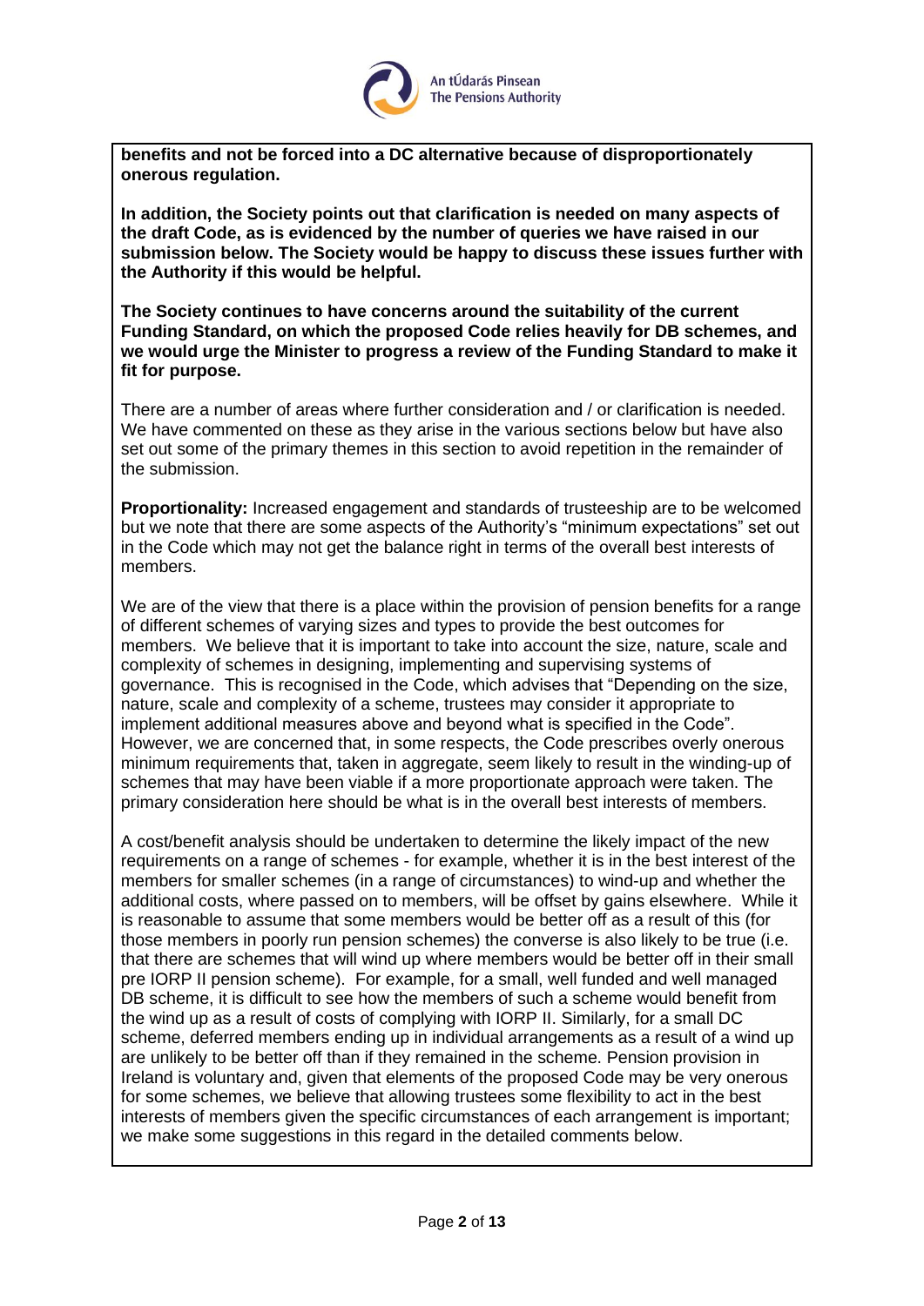**benefits and not be forced into a DC alternative because of disproportionately onerous regulation.**

**In addition, the Society points out that clarification is needed on many aspects of the draft Code, as is evidenced by the number of queries we have raised in our submission below. The Society would be happy to discuss these issues further with the Authority if this would be helpful.**

**The Society continues to have concerns around the suitability of the current Funding Standard, on which the proposed Code relies heavily for DB schemes, and we would urge the Minister to progress a review of the Funding Standard to make it fit for purpose.**

There are a number of areas where further consideration and / or clarification is needed. We have commented on these as they arise in the various sections below but have also set out some of the primary themes in this section to avoid repetition in the remainder of the submission.

**Proportionality:** Increased engagement and standards of trusteeship are to be welcomed but we note that there are some aspects of the Authority's "minimum expectations" set out in the Code which may not get the balance right in terms of the overall best interests of members.

We are of the view that there is a place within the provision of pension benefits for a range of different schemes of varying sizes and types to provide the best outcomes for members. We believe that it is important to take into account the size, nature, scale and complexity of schemes in designing, implementing and supervising systems of governance. This is recognised in the Code, which advises that "Depending on the size, nature, scale and complexity of a scheme, trustees may consider it appropriate to implement additional measures above and beyond what is specified in the Code". However, we are concerned that, in some respects, the Code prescribes overly onerous minimum requirements that, taken in aggregate, seem likely to result in the winding-up of schemes that may have been viable if a more proportionate approach were taken. The primary consideration here should be what is in the overall best interests of members.

A cost/benefit analysis should be undertaken to determine the likely impact of the new requirements on a range of schemes - for example, whether it is in the best interest of the members for smaller schemes (in a range of circumstances) to wind-up and whether the additional costs, where passed on to members, will be offset by gains elsewhere. While it is reasonable to assume that some members would be better off as a result of this (for those members in poorly run pension schemes) the converse is also likely to be true (i.e. that there are schemes that will wind up where members would be better off in their small pre IORP II pension scheme). For example, for a small, well funded and well managed DB scheme, it is difficult to see how the members of such a scheme would benefit from the wind up as a result of costs of complying with IORP II. Similarly, for a small DC scheme, deferred members ending up in individual arrangements as a result of a wind up are unlikely to be better off than if they remained in the scheme. Pension provision in Ireland is voluntary and, given that elements of the proposed Code may be very onerous for some schemes, we believe that allowing trustees some flexibility to act in the best interests of members given the specific circumstances of each arrangement is important; we make some suggestions in this regard in the detailed comments below.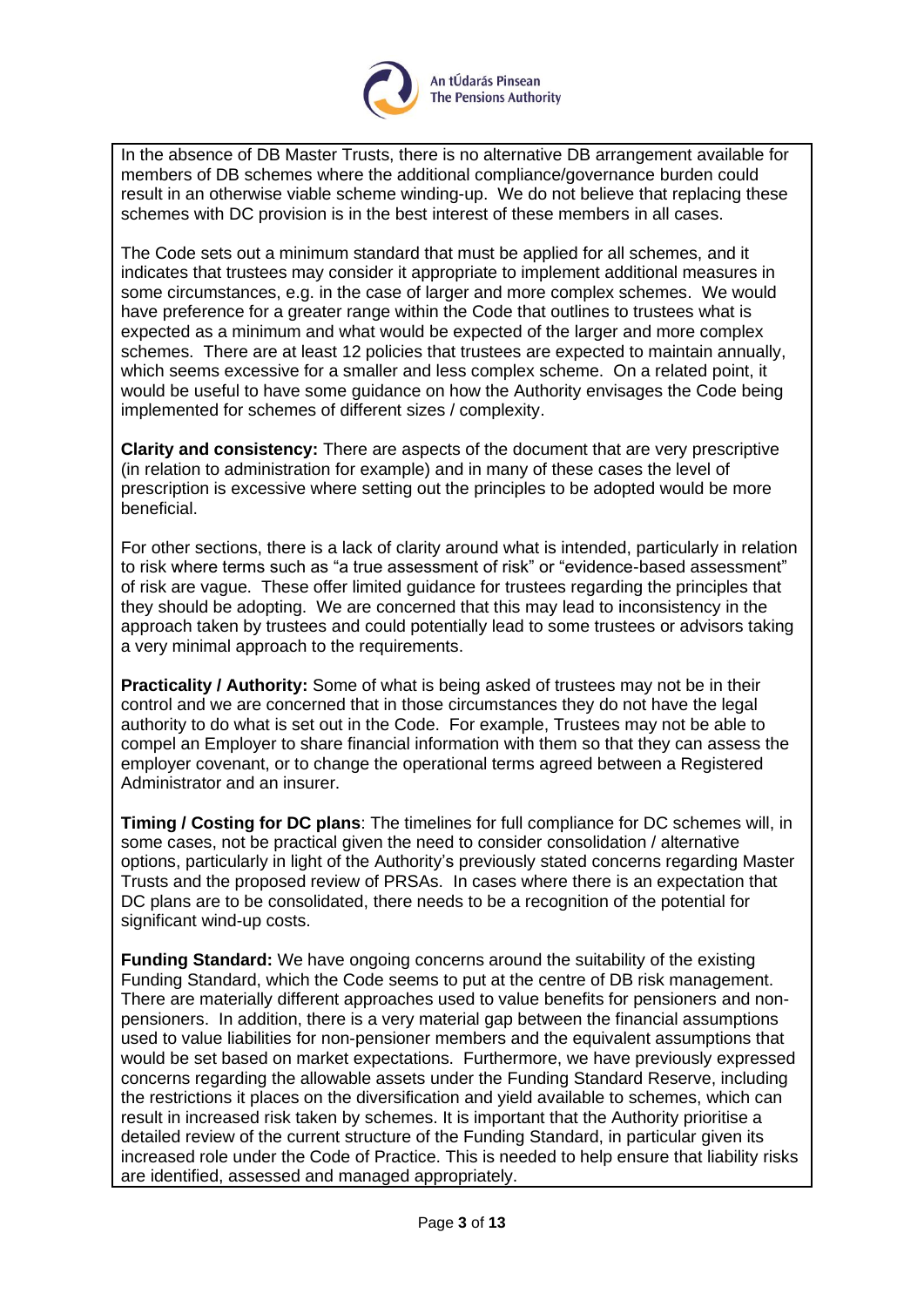In the absence of DB Master Trusts, there is no alternative DB arrangement available for members of DB schemes where the additional compliance/governance burden could result in an otherwise viable scheme winding-up. We do not believe that replacing these schemes with DC provision is in the best interest of these members in all cases.

The Code sets out a minimum standard that must be applied for all schemes, and it indicates that trustees may consider it appropriate to implement additional measures in some circumstances, e.g. in the case of larger and more complex schemes. We would have preference for a greater range within the Code that outlines to trustees what is expected as a minimum and what would be expected of the larger and more complex schemes. There are at least 12 policies that trustees are expected to maintain annually, which seems excessive for a smaller and less complex scheme. On a related point, it would be useful to have some guidance on how the Authority envisages the Code being implemented for schemes of different sizes / complexity.

**Clarity and consistency:** There are aspects of the document that are very prescriptive (in relation to administration for example) and in many of these cases the level of prescription is excessive where setting out the principles to be adopted would be more beneficial.

For other sections, there is a lack of clarity around what is intended, particularly in relation to risk where terms such as "a true assessment of risk" or "evidence-based assessment" of risk are vague. These offer limited guidance for trustees regarding the principles that they should be adopting. We are concerned that this may lead to inconsistency in the approach taken by trustees and could potentially lead to some trustees or advisors taking a very minimal approach to the requirements.

**Practicality / Authority:** Some of what is being asked of trustees may not be in their control and we are concerned that in those circumstances they do not have the legal authority to do what is set out in the Code. For example, Trustees may not be able to compel an Employer to share financial information with them so that they can assess the employer covenant, or to change the operational terms agreed between a Registered Administrator and an insurer.

**Timing / Costing for DC plans**: The timelines for full compliance for DC schemes will, in some cases, not be practical given the need to consider consolidation / alternative options, particularly in light of the Authority's previously stated concerns regarding Master Trusts and the proposed review of PRSAs. In cases where there is an expectation that DC plans are to be consolidated, there needs to be a recognition of the potential for significant wind-up costs.

**Funding Standard:** We have ongoing concerns around the suitability of the existing Funding Standard, which the Code seems to put at the centre of DB risk management. There are materially different approaches used to value benefits for pensioners and non-pensioners. In addition, there is a very material gap between the financial assumptions used to value liabilities for non-pensioner members and the equivalent assumptions that would be set based on market expectations. Furthermore, we have previously expressed concerns regarding the allowable assets under the Funding Standard Reserve, including the restrictions it places on the diversification and yield available to schemes, which can result in increased risk taken by schemes. It is important that the Authority prioritise a detailed review of the current structure of the Funding Standard, in particular given its increased role under the Code of Practice. This is needed to help ensure that liability risks are identified, assessed and managed appropriately.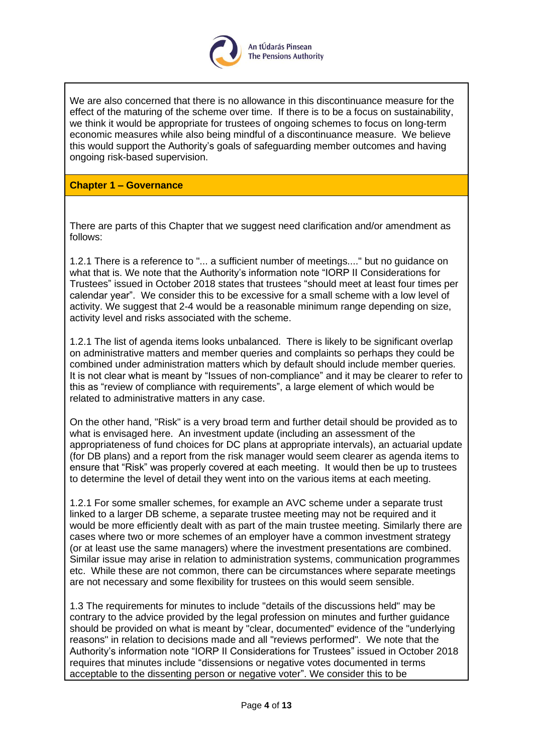We are also concerned that there is no allowance in this discontinuance measure for the effect of the maturing of the scheme over time. If there is to be a focus on sustainability, we think it would be appropriate for trustees of ongoing schemes to focus on long-term economic measures while also being mindful of a discontinuance measure. We believe this would support the Authority's goals of safeguarding member outcomes and having ongoing risk-based supervision.

## Chapter 1 – Governance

There are parts of this Chapter that we suggest need clarification and/or amendment as follows:

1.2.1 There is a reference to "... a sufficient number of meetings...." but no guidance on what that is. We note that the Authority's information note "IORP II Considerations for Trustees" issued in October 2018 states that trustees "should meet at least four times per calendar year". We consider this to be excessive for a small scheme with a low level of activity. We suggest that 2-4 would be a reasonable minimum range depending on size, activity level and risks associated with the scheme.

1.2.1 The list of agenda items looks unbalanced. There is likely to be significant overlap on administrative matters and member queries and complaints so perhaps they could be combined under administration matters which by default should include member queries. It is not clear what is meant by "Issues of non-compliance" and it may be clearer to refer to this as "review of compliance with requirements", a large element of which would be related to administrative matters in any case.

On the other hand, "Risk" is a very broad term and further detail should be provided as to what is envisaged here. An investment update (including an assessment of the appropriateness of fund choices for DC plans at appropriate intervals), an actuarial update (for DB plans) and a report from the risk manager would seem clearer as agenda items to ensure that "Risk" was properly covered at each meeting. It would then be up to trustees to determine the level of detail they went into on the various items at each meeting.

1.2.1 For some smaller schemes, for example an AVC scheme under a separate trust linked to a larger DB scheme, a separate trustee meeting may not be required and it would be more efficiently dealt with as part of the main trustee meeting. Similarly there are cases where two or more schemes of an employer have a common investment strategy (or at least use the same managers) where the investment presentations are combined. Similar issue may arise in relation to administration systems, communication programmes etc. While these are not common, there can be circumstances where separate meetings are not necessary and some flexibility for trustees on this would seem sensible.

1.3 The requirements for minutes to include "details of the discussions held" may be contrary to the advice provided by the legal profession on minutes and further guidance should be provided on what is meant by "clear, documented" evidence of the "underlying reasons" in relation to decisions made and all "reviews performed". We note that the Authority's information note "IORP II Considerations for Trustees" issued in October 2018 requires that minutes include "dissensions or negative votes documented in terms acceptable to the dissenting person or negative voter". We consider this to be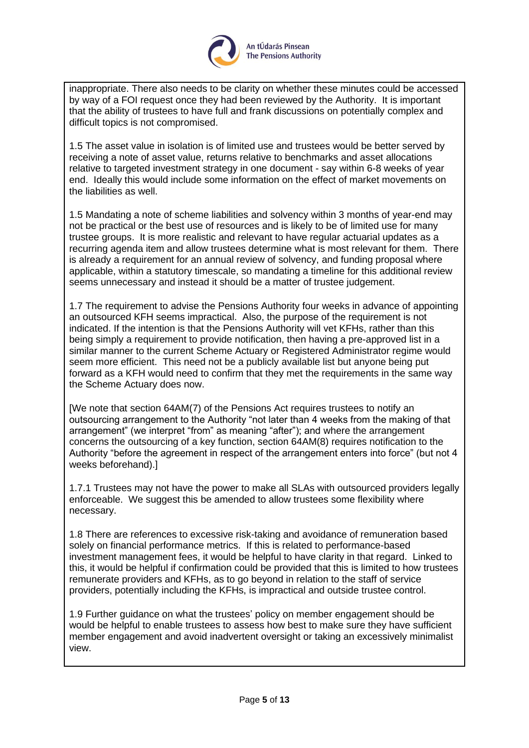inappropriate. There also needs to be clarity on whether these minutes could be accessed by way of a FOI request once they had been reviewed by the Authority. It is important that the ability of trustees to have full and frank discussions on potentially complex and difficult topics is not compromised.

1.5 The asset value in isolation is of limited use and trustees would be better served by receiving a note of asset value, returns relative to benchmarks and asset allocations relative to targeted investment strategy in one document - say within 6-8 weeks of year end. Ideally this would include some information on the effect of market movements on the liabilities as well.

1.5 Mandating a note of scheme liabilities and solvency within 3 months of year-end may not be practical or the best use of resources and is likely to be of limited use for many trustee groups. It is more realistic and relevant to have regular actuarial updates as a recurring agenda item and allow trustees determine what is most relevant for them. There is already a requirement for an annual review of solvency, and funding proposal where applicable, within a statutory timescale, so mandating a timeline for this additional review seems unnecessary and instead it should be a matter of trustee judgement.

1.7 The requirement to advise the Pensions Authority four weeks in advance of appointing an outsourced KFH seems impractical. Also, the purpose of the requirement is not indicated. If the intention is that the Pensions Authority will vet KFHs, rather than this being simply a requirement to provide notification, then having a pre-approved list in a similar manner to the current Scheme Actuary or Registered Administrator regime would seem more efficient. This need not be a publicly available list but anyone being put forward as a KFH would need to confirm that they met the requirements in the same way the Scheme Actuary does now.

[We note that section 64AM(7) of the Pensions Act requires trustees to notify an outsourcing arrangement to the Authority "not later than 4 weeks from the making of that arrangement" (we interpret "from" as meaning "after"); and where the arrangement concerns the outsourcing of a key function, section 64AM(8) requires notification to the Authority "before the agreement in respect of the arrangement enters into force" (but not 4 weeks beforehand).]

1.7.1 Trustees may not have the power to make all SLAs with outsourced providers legally enforceable. We suggest this be amended to allow trustees some flexibility where necessary.

1.8 There are references to excessive risk-taking and avoidance of remuneration based solely on financial performance metrics. If this is related to performance-based investment management fees, it would be helpful to have clarity in that regard. Linked to this, it would be helpful if confirmation could be provided that this is limited to how trustees remunerate providers and KFHs, as to go beyond in relation to the staff of service providers, potentially including the KFHs, is impractical and outside trustee control.

1.9 Further guidance on what the trustees' policy on member engagement should be would be helpful to enable trustees to assess how best to make sure they have sufficient member engagement and avoid inadvertent oversight or taking an excessively minimalist view.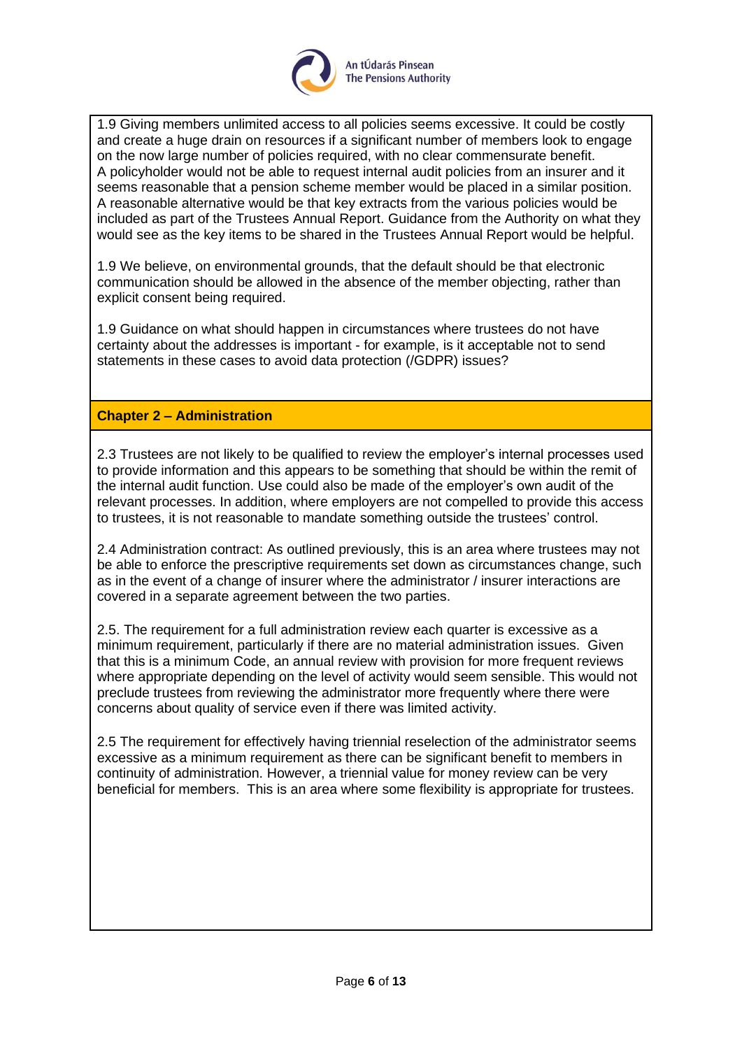1.9 Giving members unlimited access to all policies seems excessive. It could be costly and create a huge drain on resources if a significant number of members look to engage on the now large number of policies required, with no clear commensurate benefit. A policyholder would not be able to request internal audit policies from an insurer and it seems reasonable that a pension scheme member would be placed in a similar position. A reasonable alternative would be that key extracts from the various policies would be included as part of the Trustees Annual Report. Guidance from the Authority on what they would see as the key items to be shared in the Trustees Annual Report would be helpful.

1.9 We believe, on environmental grounds, that the default should be that electronic communication should be allowed in the absence of the member objecting, rather than explicit consent being required.

1.9 Guidance on what should happen in circumstances where trustees do not have certainty about the addresses is important - for example, is it acceptable not to send statements in these cases to avoid data protection (/GDPR) issues?

## Chapter 2 – Administration

2.3 Trustees are not likely to be qualified to review the employer's internal processes used to provide information and this appears to be something that should be within the remit of the internal audit function. Use could also be made of the employer's own audit of the relevant processes. In addition, where employers are not compelled to provide this access to trustees, it is not reasonable to mandate something outside the trustees' control.

2.4 Administration contract: As outlined previously, this is an area where trustees may not be able to enforce the prescriptive requirements set down as circumstances change, such as in the event of a change of insurer where the administrator / insurer interactions are covered in a separate agreement between the two parties.

2.5. The requirement for a full administration review each quarter is excessive as a minimum requirement, particularly if there are no material administration issues. Given that this is a minimum Code, an annual review with provision for more frequent reviews where appropriate depending on the level of activity would seem sensible. This would not preclude trustees from reviewing the administrator more frequently where there were concerns about quality of service even if there was limited activity.

2.5 The requirement for effectively having triennial reselection of the administrator seems excessive as a minimum requirement as there can be significant benefit to members in continuity of administration. However, a triennial value for money review can be very beneficial for members. This is an area where some flexibility is appropriate for trustees.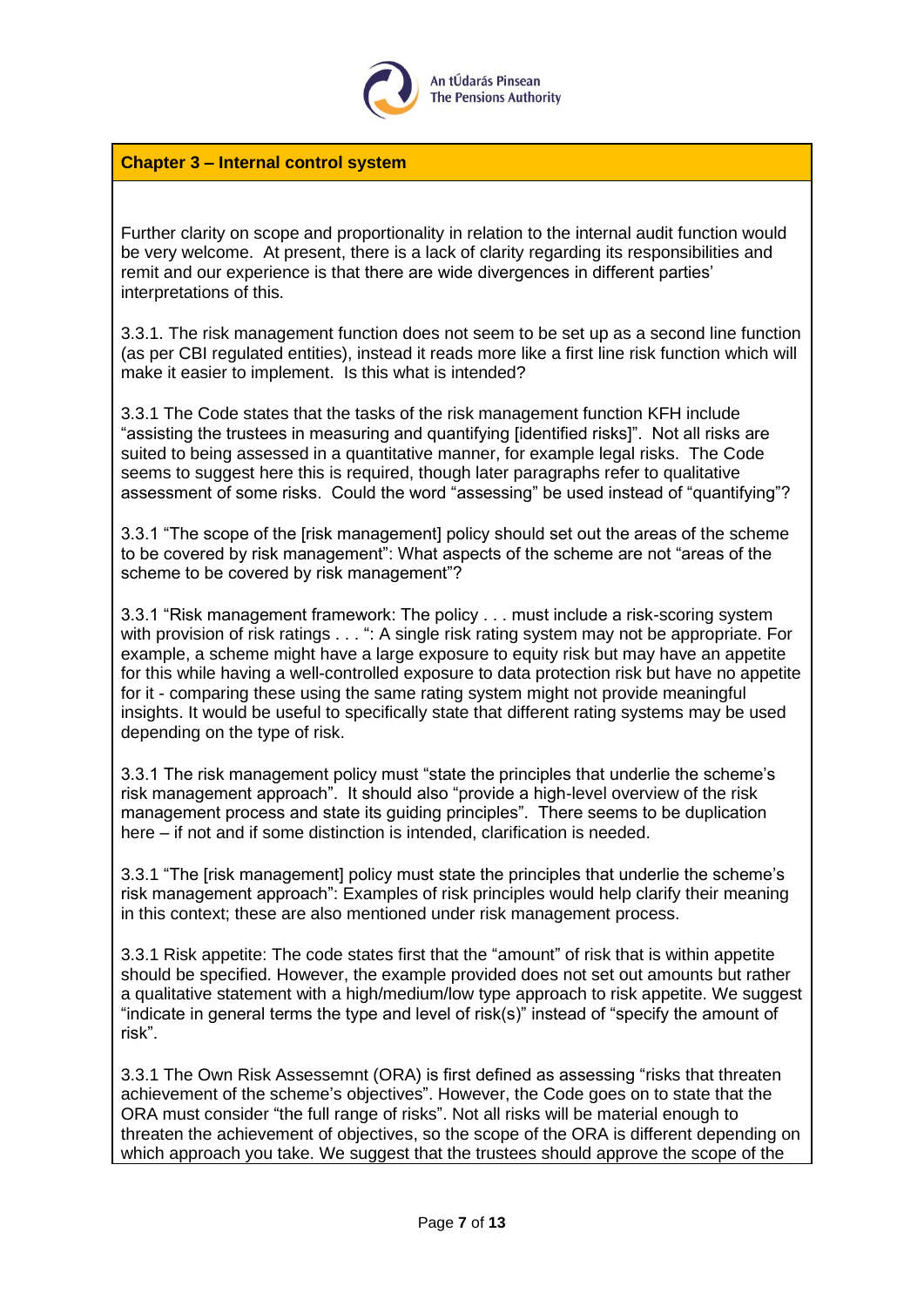## Chapter 3 – Internal control system

Further clarity on scope and proportionality in relation to the internal audit function would be very welcome. At present, there is a lack of clarity regarding its responsibilities and remit and our experience is that there are wide divergences in different parties' interpretations of this.

3.3.1. The risk management function does not seem to be set up as a second line function (as per CBI regulated entities), instead it reads more like a first line risk function which will make it easier to implement. Is this what is intended?

3.3.1 The Code states that the tasks of the risk management function KFH include "assisting the trustees in measuring and quantifying [identified risks]". Not all risks are suited to being assessed in a quantitative manner, for example legal risks. The Code seems to suggest here this is required, though later paragraphs refer to qualitative assessment of some risks. Could the word "assessing" be used instead of "quantifying"?

3.3.1 "The scope of the [risk management] policy should set out the areas of the scheme to be covered by risk management": What aspects of the scheme are not "areas of the scheme to be covered by risk management"?

3.3.1 "Risk management framework: The policy . . . must include a risk-scoring system with provision of risk ratings . . . ": A single risk rating system may not be appropriate. For example, a scheme might have a large exposure to equity risk but may have an appetite for this while having a well-controlled exposure to data protection risk but have no appetite for it - comparing these using the same rating system might not provide meaningful insights. It would be useful to specifically state that different rating systems may be used depending on the type of risk.

3.3.1 The risk management policy must "state the principles that underlie the scheme's risk management approach". It should also "provide a high-level overview of the risk management process and state its guiding principles". There seems to be duplication here – if not and if some distinction is intended, clarification is needed.

3.3.1 "The [risk management] policy must state the principles that underlie the scheme's risk management approach": Examples of risk principles would help clarify their meaning in this context; these are also mentioned under risk management process.

3.3.1 Risk appetite: The code states first that the "amount" of risk that is within appetite should be specified. However, the example provided does not set out amounts but rather a qualitative statement with a high/medium/low type approach to risk appetite. We suggest "indicate in general terms the type and level of risk(s)" instead of "specify the amount of risk".

3.3.1 The Own Risk Assessemnt (ORA) is first defined as assessing "risks that threaten achievement of the scheme's objectives". However, the Code goes on to state that the ORA must consider "the full range of risks". Not all risks will be material enough to threaten the achievement of objectives, so the scope of the ORA is different depending on which approach you take. We suggest that the trustees should approve the scope of the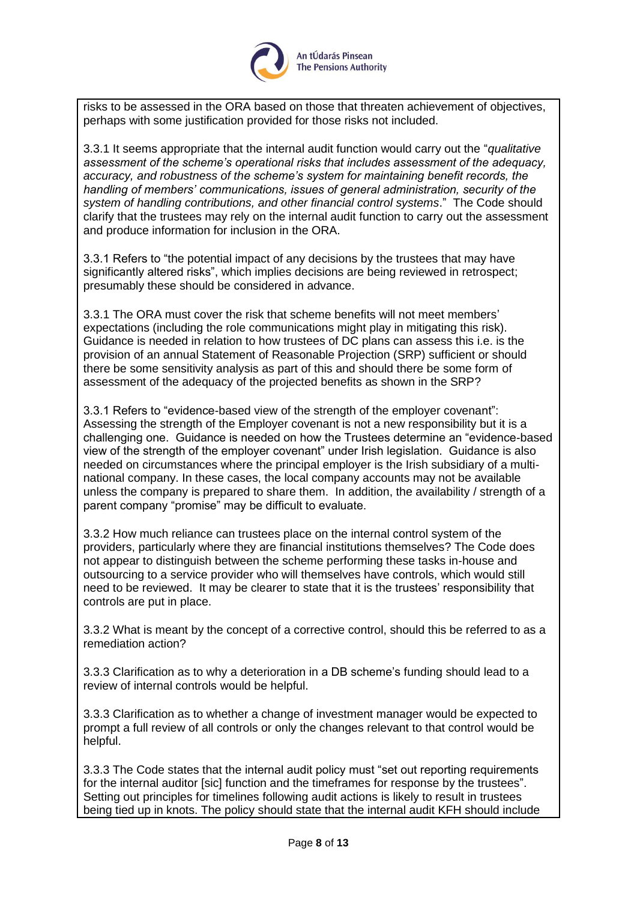risks to be assessed in the ORA based on those that threaten achievement of objectives, perhaps with some justification provided for those risks not included.

3.3.1 It seems appropriate that the internal audit function would carry out the "*qualitative assessment of the scheme's operational risks that includes assessment of the adequacy, accuracy, and robustness of the scheme's system for maintaining benefit records, the handling of members' communications, issues of general administration, security of the system of handling contributions, and other financial control systems*." The Code should clarify that the trustees may rely on the internal audit function to carry out the assessment and produce information for inclusion in the ORA.

3.3.1 Refers to "the potential impact of any decisions by the trustees that may have significantly altered risks", which implies decisions are being reviewed in retrospect; presumably these should be considered in advance.

3.3.1 The ORA must cover the risk that scheme benefits will not meet members' expectations (including the role communications might play in mitigating this risk). Guidance is needed in relation to how trustees of DC plans can assess this i.e. is the provision of an annual Statement of Reasonable Projection (SRP) sufficient or should there be some sensitivity analysis as part of this and should there be some form of assessment of the adequacy of the projected benefits as shown in the SRP?

3.3.1 Refers to "evidence-based view of the strength of the employer covenant": Assessing the strength of the Employer covenant is not a new responsibility but it is a challenging one. Guidance is needed on how the Trustees determine an "evidence-based view of the strength of the employer covenant" under Irish legislation. Guidance is also needed on circumstances where the principal employer is the Irish subsidiary of a multi-national company. In these cases, the local company accounts may not be available unless the company is prepared to share them. In addition, the availability / strength of a parent company "promise" may be difficult to evaluate.

3.3.2 How much reliance can trustees place on the internal control system of the providers, particularly where they are financial institutions themselves? The Code does not appear to distinguish between the scheme performing these tasks in-house and outsourcing to a service provider who will themselves have controls, which would still need to be reviewed. It may be clearer to state that it is the trustees' responsibility that controls are put in place.

3.3.2 What is meant by the concept of a corrective control, should this be referred to as a remediation action?

3.3.3 Clarification as to why a deterioration in a DB scheme's funding should lead to a review of internal controls would be helpful.

3.3.3 Clarification as to whether a change of investment manager would be expected to prompt a full review of all controls or only the changes relevant to that control would be helpful.

3.3.3 The Code states that the internal audit policy must "set out reporting requirements for the internal auditor [sic] function and the timeframes for response by the trustees". Setting out principles for timelines following audit actions is likely to result in trustees being tied up in knots. The policy should state that the internal audit KFH should include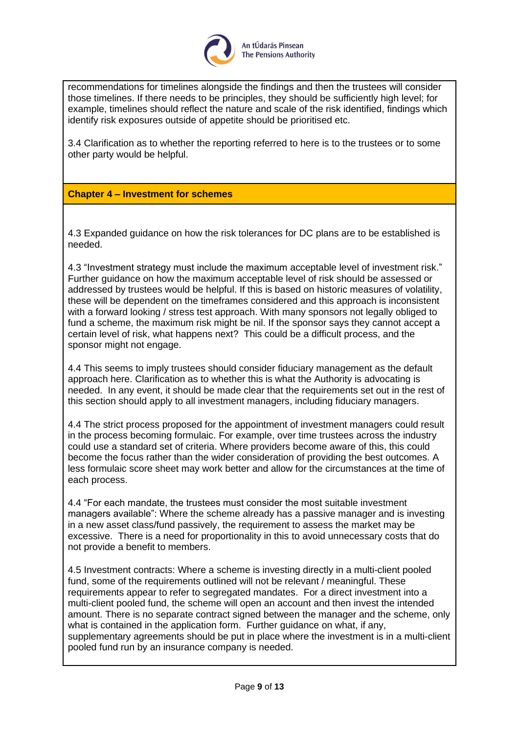recommendations for timelines alongside the findings and then the trustees will consider those timelines. If there needs to be principles, they should be sufficiently high level; for example, timelines should reflect the nature and scale of the risk identified, findings which identify risk exposures outside of appetite should be prioritised etc.

3.4 Clarification as to whether the reporting referred to here is to the trustees or to some other party would be helpful.

**Chapter 4 – Investment for schemes**

4.3 Expanded guidance on how the risk tolerances for DC plans are to be established is needed.

4.3 "Investment strategy must include the maximum acceptable level of investment risk." Further guidance on how the maximum acceptable level of risk should be assessed or addressed by trustees would be helpful. If this is based on historic measures of volatility, these will be dependent on the timeframes considered and this approach is inconsistent with a forward looking / stress test approach. With many sponsors not legally obliged to fund a scheme, the maximum risk might be nil. If the sponsor says they cannot accept a certain level of risk, what happens next? This could be a difficult process, and the sponsor might not engage.

4.4 This seems to imply trustees should consider fiduciary management as the default approach here. Clarification as to whether this is what the Authority is advocating is needed. In any event, it should be made clear that the requirements set out in the rest of this section should apply to all investment managers, including fiduciary managers.

4.4 The strict process proposed for the appointment of investment managers could result in the process becoming formulaic. For example, over time trustees across the industry could use a standard set of criteria. Where providers become aware of this, this could become the focus rather than the wider consideration of providing the best outcomes. A less formulaic score sheet may work better and allow for the circumstances at the time of each process.

4.4 "For each mandate, the trustees must consider the most suitable investment managers available": Where the scheme already has a passive manager and is investing in a new asset class/fund passively, the requirement to assess the market may be excessive. There is a need for proportionality in this to avoid unnecessary costs that do not provide a benefit to members.

4.5 Investment contracts: Where a scheme is investing directly in a multi-client pooled fund, some of the requirements outlined will not be relevant / meaningful. These requirements appear to refer to segregated mandates. For a direct investment into a multi-client pooled fund, the scheme will open an account and then invest the intended amount. There is no separate contract signed between the manager and the scheme, only what is contained in the application form. Further guidance on what, if any, supplementary agreements should be put in place where the investment is in a multi-client pooled fund run by an insurance company is needed.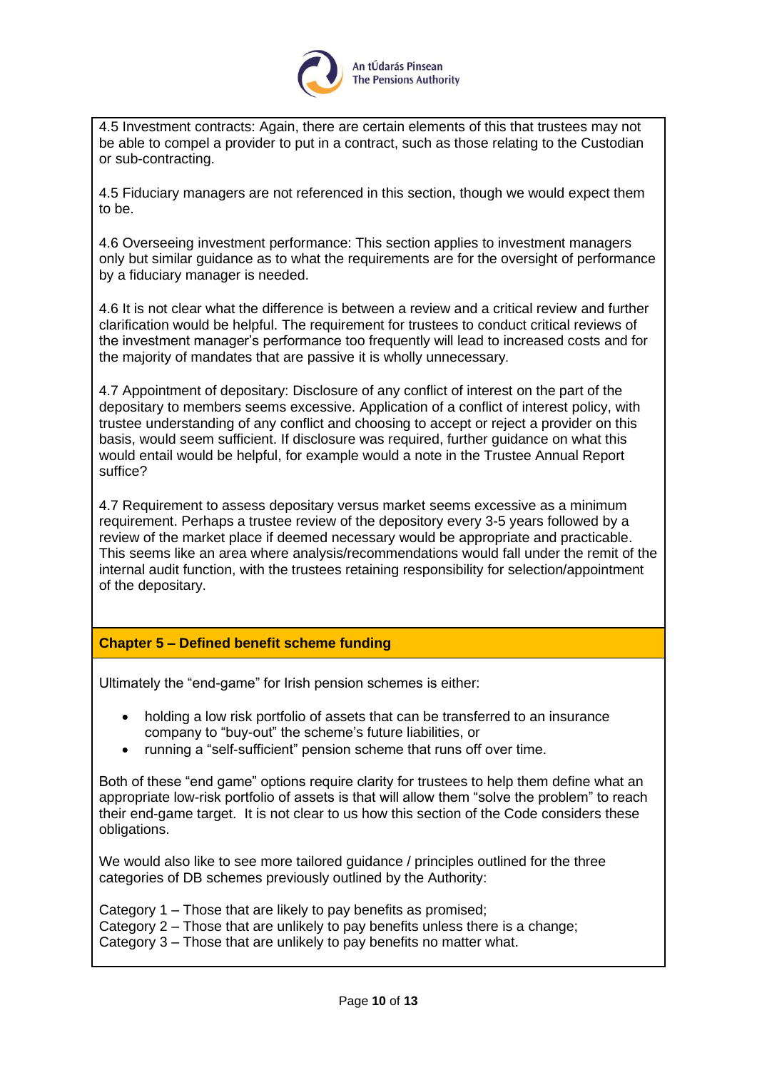4.5 Investment contracts: Again, there are certain elements of this that trustees may not be able to compel a provider to put in a contract, such as those relating to the Custodian or sub-contracting.

4.5 Fiduciary managers are not referenced in this section, though we would expect them to be.

4.6 Overseeing investment performance: This section applies to investment managers only but similar guidance as to what the requirements are for the oversight of performance by a fiduciary manager is needed.

4.6 It is not clear what the difference is between a review and a critical review and further clarification would be helpful. The requirement for trustees to conduct critical reviews of the investment manager's performance too frequently will lead to increased costs and for the majority of mandates that are passive it is wholly unnecessary.

4.7 Appointment of depositary: Disclosure of any conflict of interest on the part of the depositary to members seems excessive. Application of a conflict of interest policy, with trustee understanding of any conflict and choosing to accept or reject a provider on this basis, would seem sufficient. If disclosure was required, further guidance on what this would entail would be helpful, for example would a note in the Trustee Annual Report suffice?

4.7 Requirement to assess depositary versus market seems excessive as a minimum requirement. Perhaps a trustee review of the depository every 3-5 years followed by a review of the market place if deemed necessary would be appropriate and practicable. This seems like an area where analysis/recommendations would fall under the remit of the internal audit function, with the trustees retaining responsibility for selection/appointment of the depositary.

## Chapter 5 – Defined benefit scheme funding

Ultimately the "end-game" for Irish pension schemes is either:

- holding a low risk portfolio of assets that can be transferred to an insurance company to "buy-out" the scheme's future liabilities, or
- running a "self-sufficient" pension scheme that runs off over time.

Both of these "end game" options require clarity for trustees to help them define what an appropriate low-risk portfolio of assets is that will allow them "solve the problem" to reach their end-game target. It is not clear to us how this section of the Code considers these obligations.

We would also like to see more tailored guidance / principles outlined for the three categories of DB schemes previously outlined by the Authority:

Category 1 – Those that are likely to pay benefits as promised;
Category 2 – Those that are unlikely to pay benefits unless there is a change;
Category 3 – Those that are unlikely to pay benefits no matter what.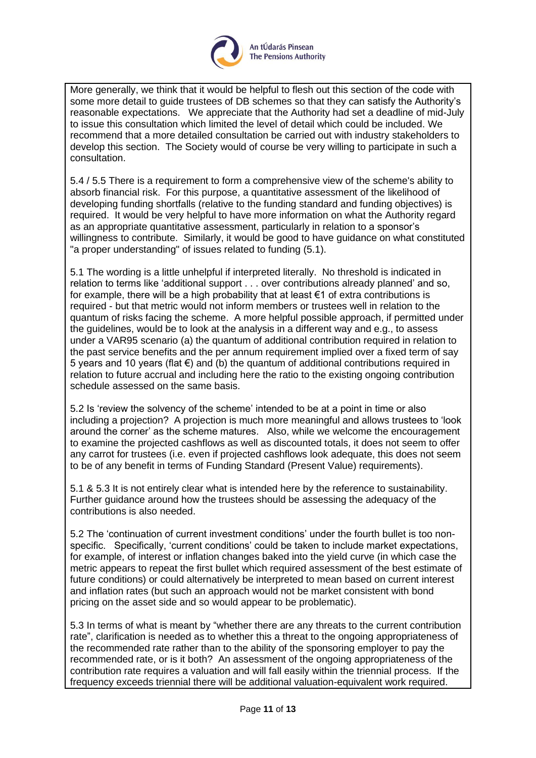More generally, we think that it would be helpful to flesh out this section of the code with some more detail to guide trustees of DB schemes so that they can satisfy the Authority's reasonable expectations. We appreciate that the Authority had set a deadline of mid-July to issue this consultation which limited the level of detail which could be included. We recommend that a more detailed consultation be carried out with industry stakeholders to develop this section. The Society would of course be very willing to participate in such a consultation.

5.4 / 5.5 There is a requirement to form a comprehensive view of the scheme's ability to absorb financial risk. For this purpose, a quantitative assessment of the likelihood of developing funding shortfalls (relative to the funding standard and funding objectives) is required. It would be very helpful to have more information on what the Authority regard as an appropriate quantitative assessment, particularly in relation to a sponsor's willingness to contribute. Similarly, it would be good to have guidance on what constituted "a proper understanding" of issues related to funding (5.1).

5.1 The wording is a little unhelpful if interpreted literally. No threshold is indicated in relation to terms like 'additional support . . . over contributions already planned' and so, for example, there will be a high probability that at least €1 of extra contributions is required - but that metric would not inform members or trustees well in relation to the quantum of risks facing the scheme. A more helpful possible approach, if permitted under the guidelines, would be to look at the analysis in a different way and e.g., to assess under a VAR95 scenario (a) the quantum of additional contribution required in relation to the past service benefits and the per annum requirement implied over a fixed term of say 5 years and 10 years (flat €) and (b) the quantum of additional contributions required in relation to future accrual and including here the ratio to the existing ongoing contribution schedule assessed on the same basis.

5.2 Is 'review the solvency of the scheme' intended to be at a point in time or also including a projection? A projection is much more meaningful and allows trustees to 'look around the corner' as the scheme matures. Also, while we welcome the encouragement to examine the projected cashflows as well as discounted totals, it does not seem to offer any carrot for trustees (i.e. even if projected cashflows look adequate, this does not seem to be of any benefit in terms of Funding Standard (Present Value) requirements).

5.1 & 5.3 It is not entirely clear what is intended here by the reference to sustainability. Further guidance around how the trustees should be assessing the adequacy of the contributions is also needed.

5.2 The 'continuation of current investment conditions' under the fourth bullet is too non-specific. Specifically, 'current conditions' could be taken to include market expectations, for example, of interest or inflation changes baked into the yield curve (in which case the metric appears to repeat the first bullet which required assessment of the best estimate of future conditions) or could alternatively be interpreted to mean based on current interest and inflation rates (but such an approach would not be market consistent with bond pricing on the asset side and so would appear to be problematic).

5.3 In terms of what is meant by "whether there are any threats to the current contribution rate", clarification is needed as to whether this a threat to the ongoing appropriateness of the recommended rate rather than to the ability of the sponsoring employer to pay the recommended rate, or is it both? An assessment of the ongoing appropriateness of the contribution rate requires a valuation and will fall easily within the triennial process. If the frequency exceeds triennial there will be additional valuation-equivalent work required.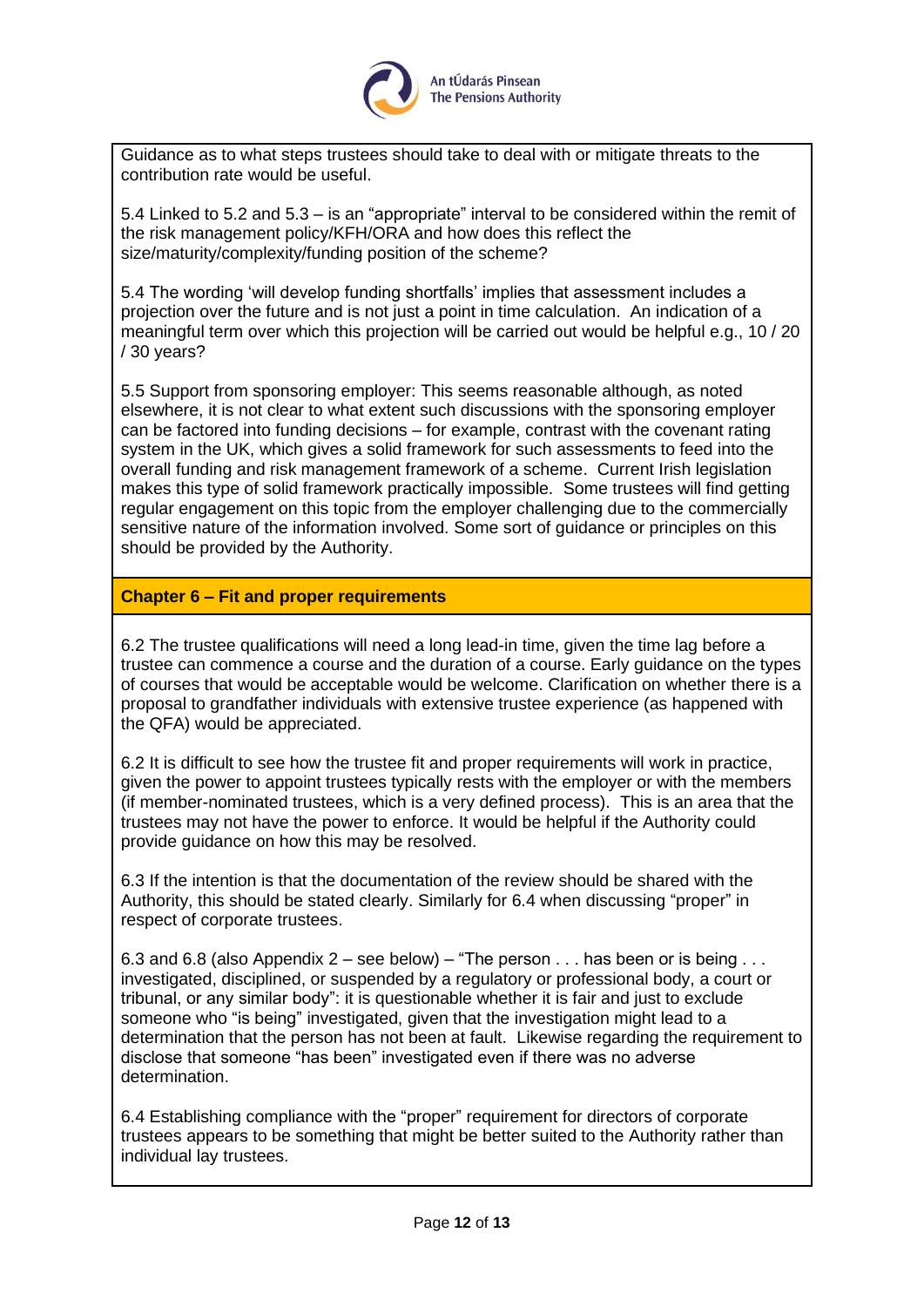Guidance as to what steps trustees should take to deal with or mitigate threats to the contribution rate would be useful.

5.4 Linked to 5.2 and 5.3 – is an "appropriate" interval to be considered within the remit of the risk management policy/KFH/ORA and how does this reflect the size/maturity/complexity/funding position of the scheme?

5.4 The wording 'will develop funding shortfalls' implies that assessment includes a projection over the future and is not just a point in time calculation. An indication of a meaningful term over which this projection will be carried out would be helpful e.g., 10 / 20 / 30 years?

5.5 Support from sponsoring employer: This seems reasonable although, as noted elsewhere, it is not clear to what extent such discussions with the sponsoring employer can be factored into funding decisions – for example, contrast with the covenant rating system in the UK, which gives a solid framework for such assessments to feed into the overall funding and risk management framework of a scheme. Current Irish legislation makes this type of solid framework practically impossible. Some trustees will find getting regular engagement on this topic from the employer challenging due to the commercially sensitive nature of the information involved. Some sort of guidance or principles on this should be provided by the Authority.

**Chapter 6 – Fit and proper requirements**

6.2 The trustee qualifications will need a long lead-in time, given the time lag before a trustee can commence a course and the duration of a course. Early guidance on the types of courses that would be acceptable would be welcome. Clarification on whether there is a proposal to grandfather individuals with extensive trustee experience (as happened with the QFA) would be appreciated.

6.2 It is difficult to see how the trustee fit and proper requirements will work in practice, given the power to appoint trustees typically rests with the employer or with the members (if member-nominated trustees, which is a very defined process). This is an area that the trustees may not have the power to enforce. It would be helpful if the Authority could provide guidance on how this may be resolved.

6.3 If the intention is that the documentation of the review should be shared with the Authority, this should be stated clearly. Similarly for 6.4 when discussing "proper" in respect of corporate trustees.

6.3 and 6.8 (also Appendix 2 – see below) – "The person . . . has been or is being . . . investigated, disciplined, or suspended by a regulatory or professional body, a court or tribunal, or any similar body": it is questionable whether it is fair and just to exclude someone who "is being" investigated, given that the investigation might lead to a determination that the person has not been at fault. Likewise regarding the requirement to disclose that someone "has been" investigated even if there was no adverse determination.

6.4 Establishing compliance with the "proper" requirement for directors of corporate trustees appears to be something that might be better suited to the Authority rather than individual lay trustees.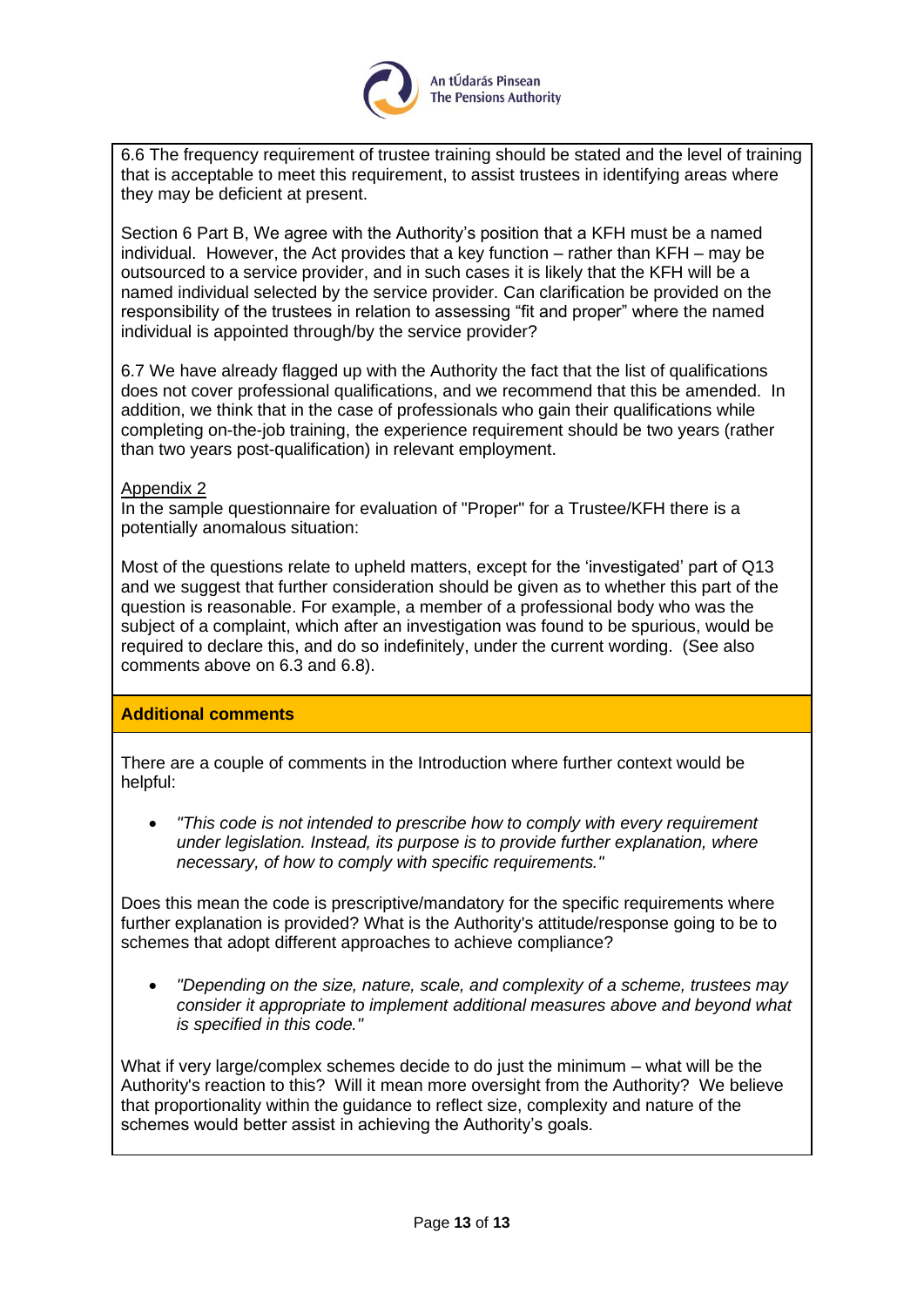6.6 The frequency requirement of trustee training should be stated and the level of training that is acceptable to meet this requirement, to assist trustees in identifying areas where they may be deficient at present.

Section 6 Part B, We agree with the Authority's position that a KFH must be a named individual. However, the Act provides that a key function – rather than KFH – may be outsourced to a service provider, and in such cases it is likely that the KFH will be a named individual selected by the service provider. Can clarification be provided on the responsibility of the trustees in relation to assessing "fit and proper" where the named individual is appointed through/by the service provider?

6.7 We have already flagged up with the Authority the fact that the list of qualifications does not cover professional qualifications, and we recommend that this be amended. In addition, we think that in the case of professionals who gain their qualifications while completing on-the-job training, the experience requirement should be two years (rather than two years post-qualification) in relevant employment.

Appendix 2

In the sample questionnaire for evaluation of "Proper" for a Trustee/KFH there is a potentially anomalous situation:

Most of the questions relate to upheld matters, except for the 'investigated' part of Q13 and we suggest that further consideration should be given as to whether this part of the question is reasonable. For example, a member of a professional body who was the subject of a complaint, which after an investigation was found to be spurious, would be required to declare this, and do so indefinitely, under the current wording. (See also comments above on 6.3 and 6.8).

**Additional comments**

There are a couple of comments in the Introduction where further context would be helpful:

- *"This code is not intended to prescribe how to comply with every requirement under legislation. Instead, its purpose is to provide further explanation, where necessary, of how to comply with specific requirements."*

Does this mean the code is prescriptive/mandatory for the specific requirements where further explanation is provided? What is the Authority's attitude/response going to be to schemes that adopt different approaches to achieve compliance?

- *"Depending on the size, nature, scale, and complexity of a scheme, trustees may consider it appropriate to implement additional measures above and beyond what is specified in this code."*

What if very large/complex schemes decide to do just the minimum – what will be the Authority's reaction to this? Will it mean more oversight from the Authority? We believe that proportionality within the guidance to reflect size, complexity and nature of the schemes would better assist in achieving the Authority's goals.